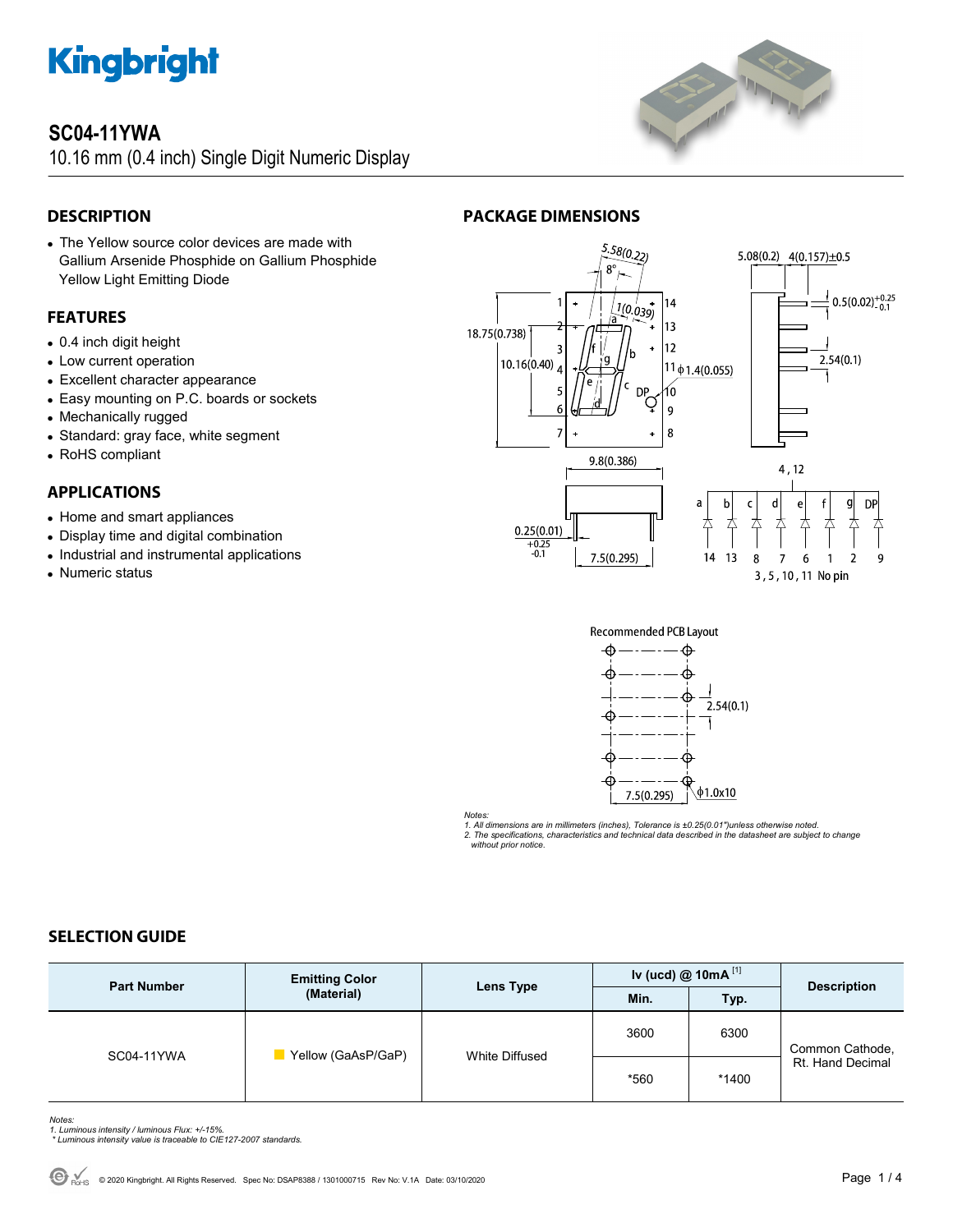# SC04-11YWA

10.16 mm (0.4 inch) Single Digit Numeric Display

## DESCRIPTION

- The Yellow source color devices are made with Gallium Arsenide Phosphide on Gallium Phosphide Yellow Light Emitting Diode

## FEATURES

- 0.4 inch digit height
- Low current operation
- Excellent character appearance
- Easy mounting on P.C. boards or sockets
- Mechanically rugged
- Standard: gray face, white segment
- RoHS compliant

## APPLICATIONS

- Home and smart appliances
- Display time and digital combination
- Industrial and instrumental applications
- Numeric status

## PACKAGE DIMENSIONS

Recommended PCB Layout

*Notes:*
*1. All dimensions are in millimeters (inches), Tolerance is ±0.25(0.01")unless otherwise noted.*
*2. The specifications, characteristics and technical data described in the datasheet are subject to change without prior notice.*

## SELECTION GUIDE

| Part Number | Emitting Color (Material) | Lens Type | Iv (ucd) @ 10mA [1] | | Description |
|---|---|---|---|---|---|
| | | | Min. | Typ. | |
| SC04-11YWA | Yellow (GaAsP/GaP) | White Diffused | 3600 | 6300 | Common Cathode, Rt. Hand Decimal |
| | | | *560 | *1400 | |

*Notes:*
*1. Luminous intensity / luminous Flux: +/-15%.*
*\* Luminous intensity value is traceable to CIE127-2007 standards.*

© 2020 Kingbright. All Rights Reserved. Spec No: DSAP8388 / 1301000715 Rev No: V.1A Date: 03/10/2020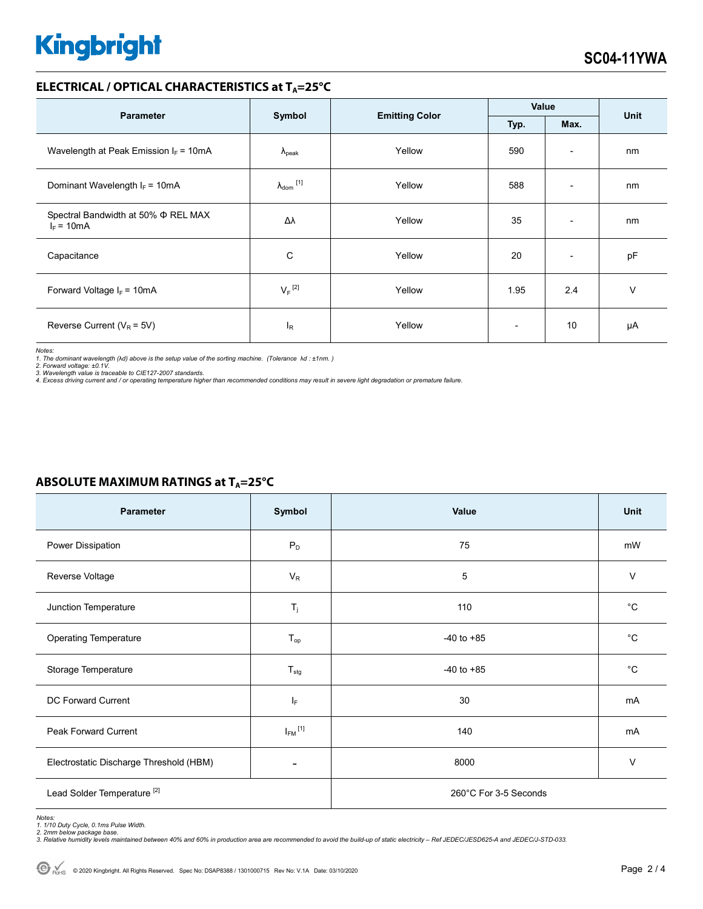## ELECTRICAL / OPTICAL CHARACTERISTICS at $T_A$=25°C

| Parameter | Symbol | Emitting Color | Value | | Unit |
|---|---|---|---|---|---|
| | | | Typ. | Max. | |
| Wavelength at Peak Emission $I_F$ = 10mA | $\lambda_{peak}$ | Yellow | 590 | - | nm |
| Dominant Wavelength $I_F$ = 10mA | $\lambda_{dom}$ [1] | Yellow | 588 | - | nm |
| Spectral Bandwidth at 50% Φ REL MAX $I_F$ = 10mA | Δλ | Yellow | 35 | - | nm |
| Capacitance | C | Yellow | 20 | - | pF |
| Forward Voltage $I_F$ = 10mA | $V_F$ [2] | Yellow | 1.95 | 2.4 | V |
| Reverse Current ($V_R$ = 5V) | $I_R$ | Yellow | - | 10 | μA |

*Notes:*
*1. The dominant wavelength (λd) above is the setup value of the sorting machine. (Tolerance λd : ±1nm. )*
*2. Forward voltage: ±0.1V.*
*3. Wavelength value is traceable to CIE127-2007 standards.*
*4. Excess driving current and / or operating temperature higher than recommended conditions may result in severe light degradation or premature failure.*

## ABSOLUTE MAXIMUM RATINGS at $T_A$=25°C

| Parameter | Symbol | Value | Unit |
|---|---|---|---|
| Power Dissipation | $P_D$ | 75 | mW |
| Reverse Voltage | $V_R$ | 5 | V |
| Junction Temperature | $T_j$ | 110 | °C |
| Operating Temperature | $T_{op}$ | -40 to +85 | °C |
| Storage Temperature | $T_{stg}$ | -40 to +85 | °C |
| DC Forward Current | $I_F$ | 30 | mA |
| Peak Forward Current | $I_{FM}$ [1] | 140 | mA |
| Electrostatic Discharge Threshold (HBM) | - | 8000 | V |
| Lead Solder Temperature [2] | | 260°C For 3-5 Seconds | |

*Notes:*
*1. 1/10 Duty Cycle, 0.1ms Pulse Width.*
*2. 2mm below package base.*
*3. Relative humidity levels maintained between 40% and 60% in production area are recommended to avoid the build-up of static electricity – Ref JEDEC/JESD625-A and JEDEC/J-STD-033.*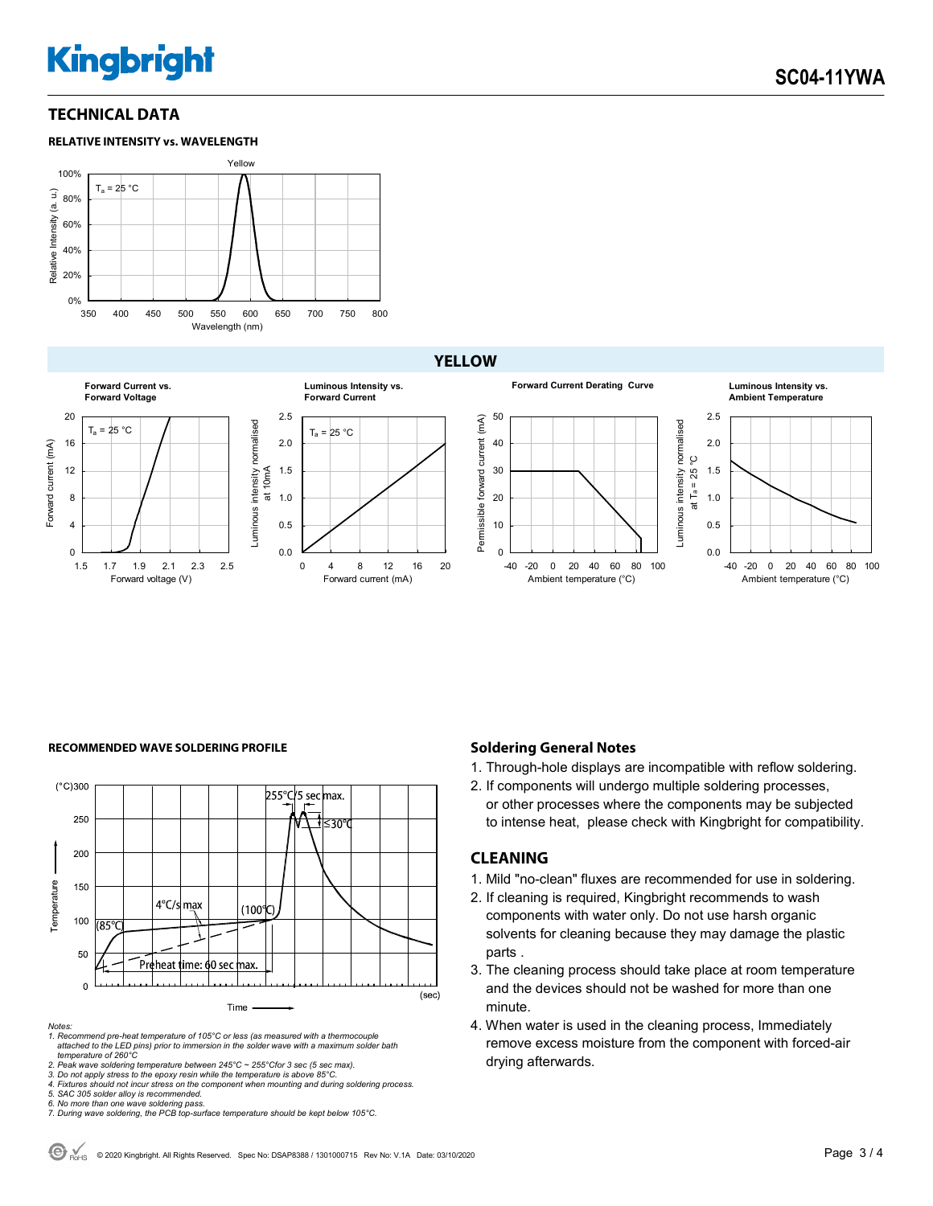## TECHNICAL DATA

### RELATIVE INTENSITY vs. WAVELENGTH

Yellow

$T_a$ = 25 °C

Relative Intensity (a. u.)

Wavelength (nm)

### YELLOW

**Forward Current vs. Forward Voltage**

$T_a$ = 25 °C

Forward current (mA)

Forward voltage (V)

**Luminous Intensity vs. Forward Current**

$T_a$ = 25 °C

Luminous intensity normalised at 10mA

Forward current (mA)

**Forward Current Derating Curve**

Permissible forward current (mA)

Ambient temperature (°C)

**Luminous Intensity vs. Ambient Temperature**

Luminous intensity normalised at $T_a$ = 25 °C

Ambient temperature (°C)

### RECOMMENDED WAVE SOLDERING PROFILE

(°C) Temperature

255°C/5 sec max.

≤30°C

4°C/s max

(100°C)

(85°C)

Preheat time: 60 sec max.

Time (sec)

*Notes:*
*1. Recommend pre-heat temperature of 105°C or less (as measured with a thermocouple attached to the LED pins) prior to immersion in the solder wave with a maximum solder bath temperature of 260°C*
*2. Peak wave soldering temperature between 245°C ~ 255°C for 3 sec (5 sec max).*
*3. Do not apply stress to the epoxy resin while the temperature is above 85°C.*
*4. Fixtures should not incur stress on the component when mounting and during soldering process.*
*5. SAC 305 solder alloy is recommended.*
*6. No more than one wave soldering pass.*
*7. During wave soldering, the PCB top-surface temperature should be kept below 105°C.*

### Soldering General Notes

1. Through-hole displays are incompatible with reflow soldering.
2. If components will undergo multiple soldering processes, or other processes where the components may be subjected to intense heat, please check with Kingbright for compatibility.

### CLEANING

1. Mild "no-clean" fluxes are recommended for use in soldering.
2. If cleaning is required, Kingbright recommends to wash components with water only. Do not use harsh organic solvents for cleaning because they may damage the plastic parts .
3. The cleaning process should take place at room temperature and the devices should not be washed for more than one minute.
4. When water is used in the cleaning process, Immediately remove excess moisture from the component with forced-air drying afterwards.

© 2020 Kingbright. All Rights Reserved. Spec No: DSAP8388 / 1301000715 Rev No: V.1A Date: 03/10/2020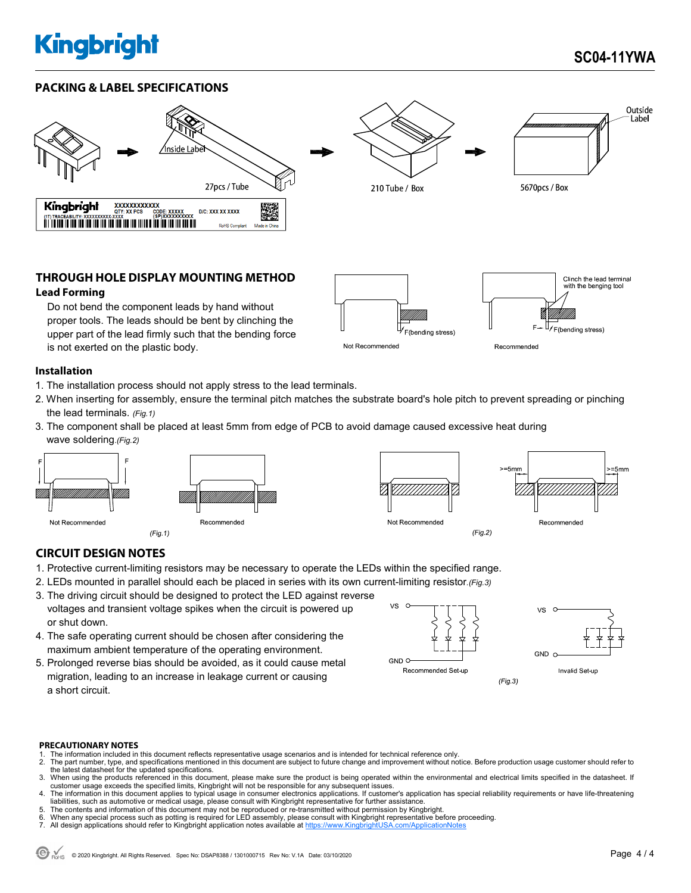## PACKING & LABEL SPECIFICATIONS

Inside Label

27pcs / Tube

210 Tube / Box

5670pcs / Box

Outside Label

## THROUGH HOLE DISPLAY MOUNTING METHOD

### Lead Forming

Do not bend the component leads by hand without proper tools. The leads should be bent by clinching the upper part of the lead firmly such that the bending force is not exerted on the plastic body.

F(bending stress)

Not Recommended

Clinch the lead terminal with the benging tool

F(bending stress)

Recommended

### Installation

1. The installation process should not apply stress to the lead terminals.
2. When inserting for assembly, ensure the terminal pitch matches the substrate board's hole pitch to prevent spreading or pinching the lead terminals. *(Fig.1)*
3. The component shall be placed at least 5mm from edge of PCB to avoid damage caused excessive heat during wave soldering.*(Fig.2)*

Not Recommended

Recommended

*(Fig.1)*

Not Recommended

>=5mm

>=5mm

Recommended

*(Fig.2)*

## CIRCUIT DESIGN NOTES

1. Protective current-limiting resistors may be necessary to operate the LEDs within the specified range.
2. LEDs mounted in parallel should each be placed in series with its own current-limiting resistor.*(Fig.3)*
3. The driving circuit should be designed to protect the LED against reverse voltages and transient voltage spikes when the circuit is powered up or shut down.
4. The safe operating current should be chosen after considering the maximum ambient temperature of the operating environment.
5. Prolonged reverse bias should be avoided, as it could cause metal migration, leading to an increase in leakage current or causing a short circuit.

VS

GND

Recommended Set-up

VS

GND

Invalid Set-up

*(Fig.3)*

**PRECAUTIONARY NOTES**

1. The information included in this document reflects representative usage scenarios and is intended for technical reference only.
2. The part number, type, and specifications mentioned in this document are subject to future change and improvement without notice. Before production usage customer should refer to the latest datasheet for the updated specifications.
3. When using the products referenced in this document, please make sure the product is being operated within the environmental and electrical limits specified in the datasheet. If customer usage exceeds the specified limits, Kingbright will not be responsible for any subsequent issues.
4. The information in this document applies to typical usage in consumer electronics applications. If customer's application has special reliability requirements or have life-threatening liabilities, such as automotive or medical usage, please consult with Kingbright representative for further assistance.
5. The contents and information of this document may not be reproduced or re-transmitted without permission by Kingbright.
6. When any special process such as potting is required for LED assembly, please consult with Kingbright representative before proceeding.
7. All design applications should refer to Kingbright application notes available at https://www.KingbrightUSA.com/ApplicationNotes

© 2020 Kingbright. All Rights Reserved. Spec No: DSAP8388 / 1301000715 Rev No: V.1A Date: 03/10/2020